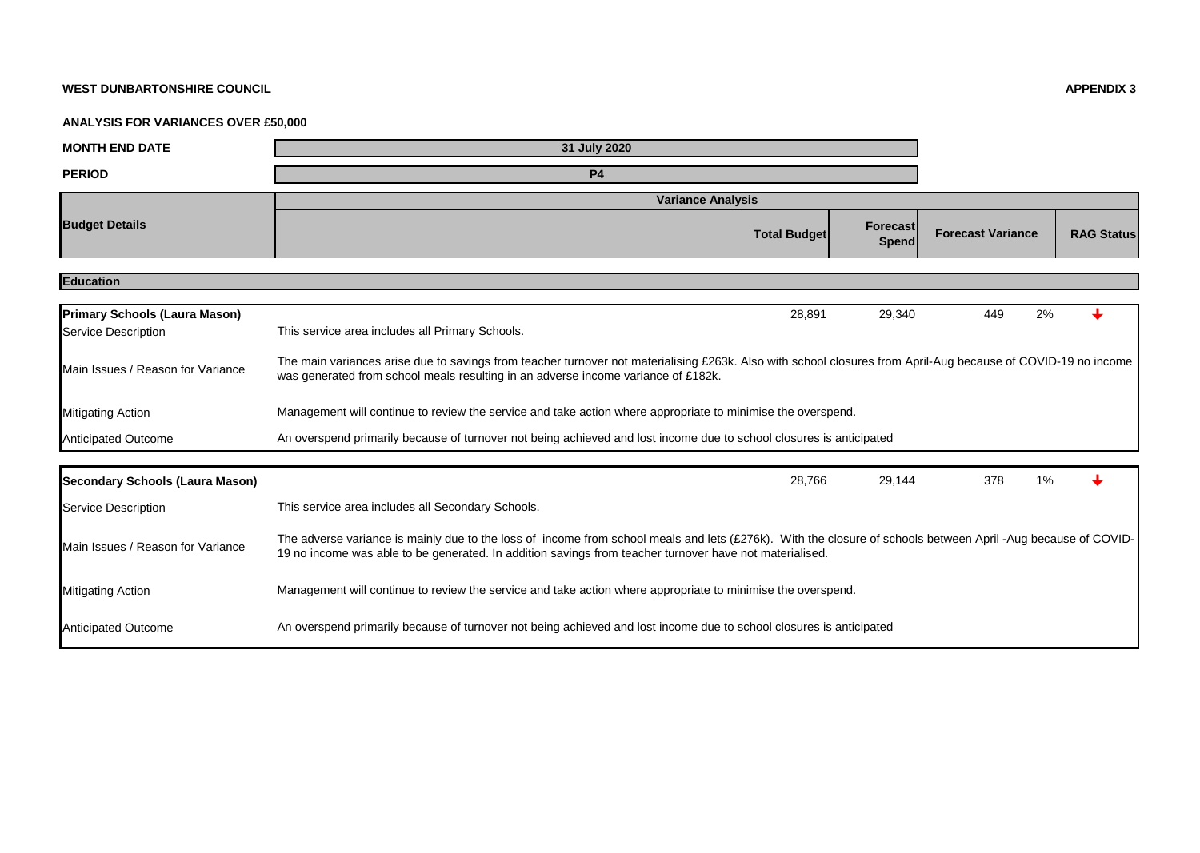**WEST DUNBARTONSHIRE COUNCIL**

**APPENDIX 3**

**ANALYSIS FOR VARIANCES OVER £50,000**

| | |
|---|---|
| **MONTH END DATE** | **31 July 2020** |
| **PERIOD** | **P4** |

| **Budget Details** | **Variance Analysis** | | | | | |
|---|---|---|---|---|---|---|
| | | **Total Budget** | **Forecast Spend** | **Forecast Variance** | | **RAG Status** |
| **Education** | | | | | | |
| **Primary Schools (Laura Mason)** | | 28,891 | 29,340 | 449 | 2% | ↓ |
| Service Description | This service area includes all Primary Schools. | | | | | |
| Main Issues / Reason for Variance | The main variances arise due to savings from teacher turnover not materialising £263k. Also with school closures from April-Aug because of COVID-19 no income was generated from school meals resulting in an adverse income variance of £182k. | | | | | |
| Mitigating Action | Management will continue to review the service and take action where appropriate to minimise the overspend. | | | | | |
| Anticipated Outcome | An overspend primarily because of turnover not being achieved and lost income due to school closures is anticipated | | | | | |
| **Secondary Schools (Laura Mason)** | | 28,766 | 29,144 | 378 | 1% | ↓ |
| Service Description | This service area includes all Secondary Schools. | | | | | |
| Main Issues / Reason for Variance | The adverse variance is mainly due to the loss of income from school meals and lets (£276k). With the closure of schools between April -Aug because of COVID-19 no income was able to be generated. In addition savings from teacher turnover have not materialised. | | | | | |
| Mitigating Action | Management will continue to review the service and take action where appropriate to minimise the overspend. | | | | | |
| Anticipated Outcome | An overspend primarily because of turnover not being achieved and lost income due to school closures is anticipated | | | | | |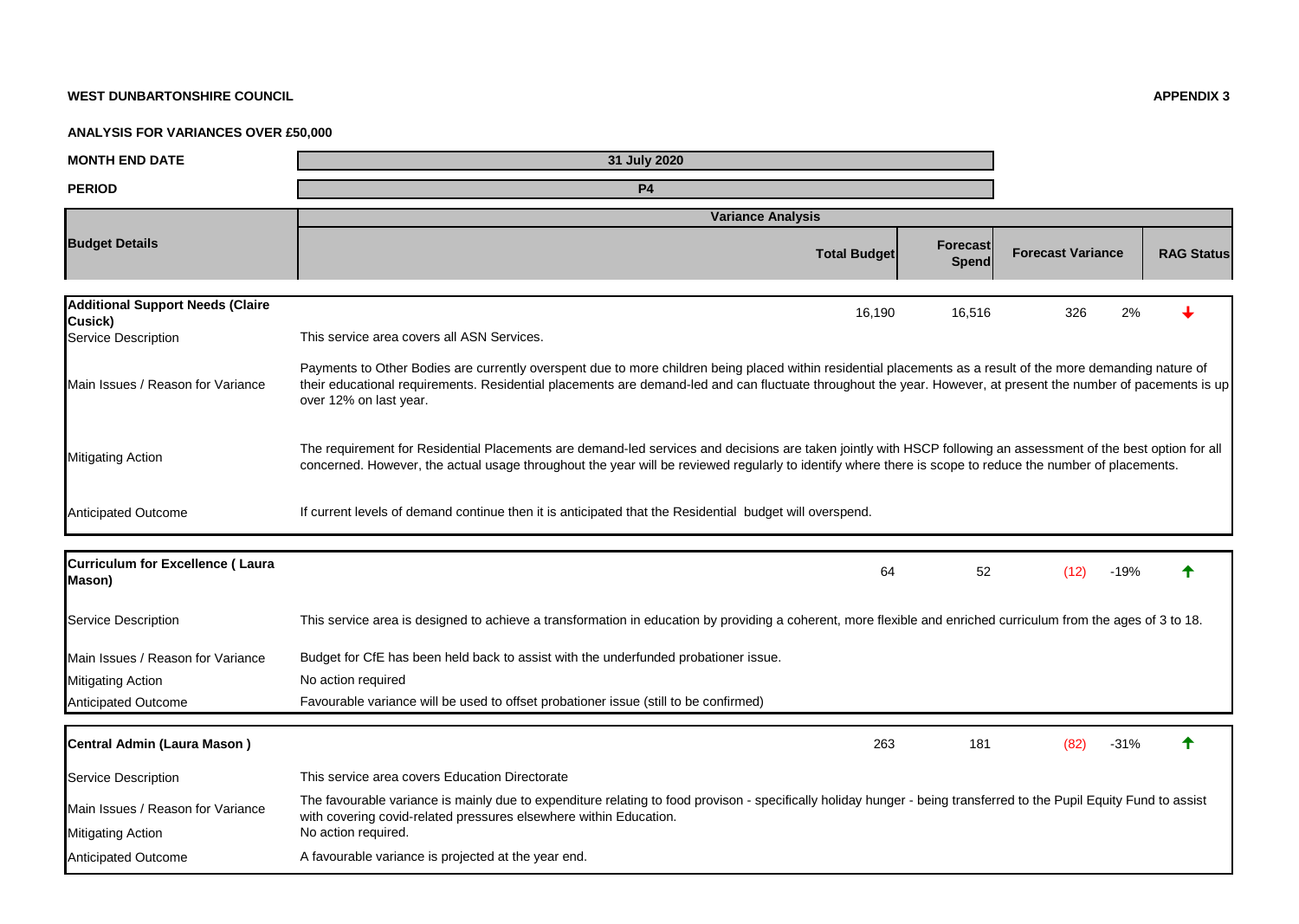**WEST DUNBARTONSHIRE COUNCIL** **APPENDIX 3**

**ANALYSIS FOR VARIANCES OVER £50,000**

| | |
|---|---|
| **MONTH END DATE** | **31 July 2020** |
| **PERIOD** | **P4** |

| **Budget Details** | **Variance Analysis** | **Total Budget** | **Forecast Spend** | **Forecast Variance** | | **RAG Status** |
|---|---|---|---|---|---|---|
| **Additional Support Needs (Claire Cusick)** | | 16,190 | 16,516 | 326 | 2% | ↓ |
| Service Description | This service area covers all ASN Services. | | | | | |
| Main Issues / Reason for Variance | Payments to Other Bodies are currently overspent due to more children being placed within residential placements as a result of the more demanding nature of their educational requirements. Residential placements are demand-led and can fluctuate throughout the year. However, at present the number of pacements is up over 12% on last year. | | | | | |
| Mitigating Action | The requirement for Residential Placements are demand-led services and decisions are taken jointly with HSCP following an assessment of the best option for all concerned. However, the actual usage throughout the year will be reviewed regularly to identify where there is scope to reduce the number of placements. | | | | | |
| Anticipated Outcome | If current levels of demand continue then it is anticipated that the Residential budget will overspend. | | | | | |
| **Curriculum for Excellence ( Laura Mason)** | | 64 | 52 | (12) | -19% | ↑ |
| Service Description | This service area is designed to achieve a transformation in education by providing a coherent, more flexible and enriched curriculum from the ages of 3 to 18. | | | | | |
| Main Issues / Reason for Variance | Budget for CfE has been held back to assist with the underfunded probationer issue. | | | | | |
| Mitigating Action | No action required | | | | | |
| Anticipated Outcome | Favourable variance will be used to offset probationer issue (still to be confirmed) | | | | | |
| **Central Admin (Laura Mason )** | | 263 | 181 | (82) | -31% | ↑ |
| Service Description | This service area covers Education Directorate | | | | | |
| Main Issues / Reason for Variance | The favourable variance is mainly due to expenditure relating to food provison - specifically holiday hunger - being transferred to the Pupil Equity Fund to assist with covering covid-related pressures elsewhere within Education. | | | | | |
| Mitigating Action | No action required. | | | | | |
| Anticipated Outcome | A favourable variance is projected at the year end. | | | | | |